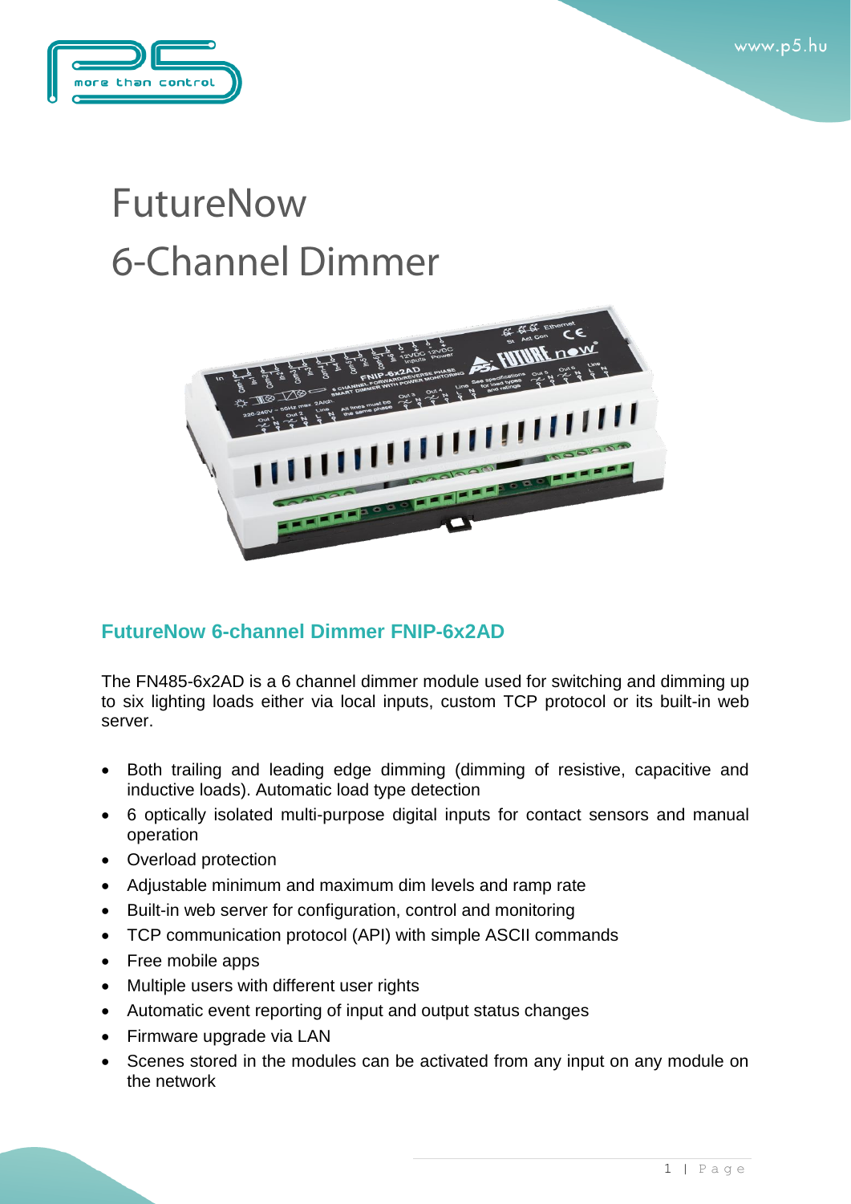# FutureNow
# 6-Channel Dimmer

## FutureNow 6-channel Dimmer FNIP-6x2AD

The FN485-6x2AD is a 6 channel dimmer module used for switching and dimming up to six lighting loads either via local inputs, custom TCP protocol or its built-in web server.

- Both trailing and leading edge dimming (dimming of resistive, capacitive and inductive loads). Automatic load type detection
- 6 optically isolated multi-purpose digital inputs for contact sensors and manual operation
- Overload protection
- Adjustable minimum and maximum dim levels and ramp rate
- Built-in web server for configuration, control and monitoring
- TCP communication protocol (API) with simple ASCII commands
- Free mobile apps
- Multiple users with different user rights
- Automatic event reporting of input and output status changes
- Firmware upgrade via LAN
- Scenes stored in the modules can be activated from any input on any module on the network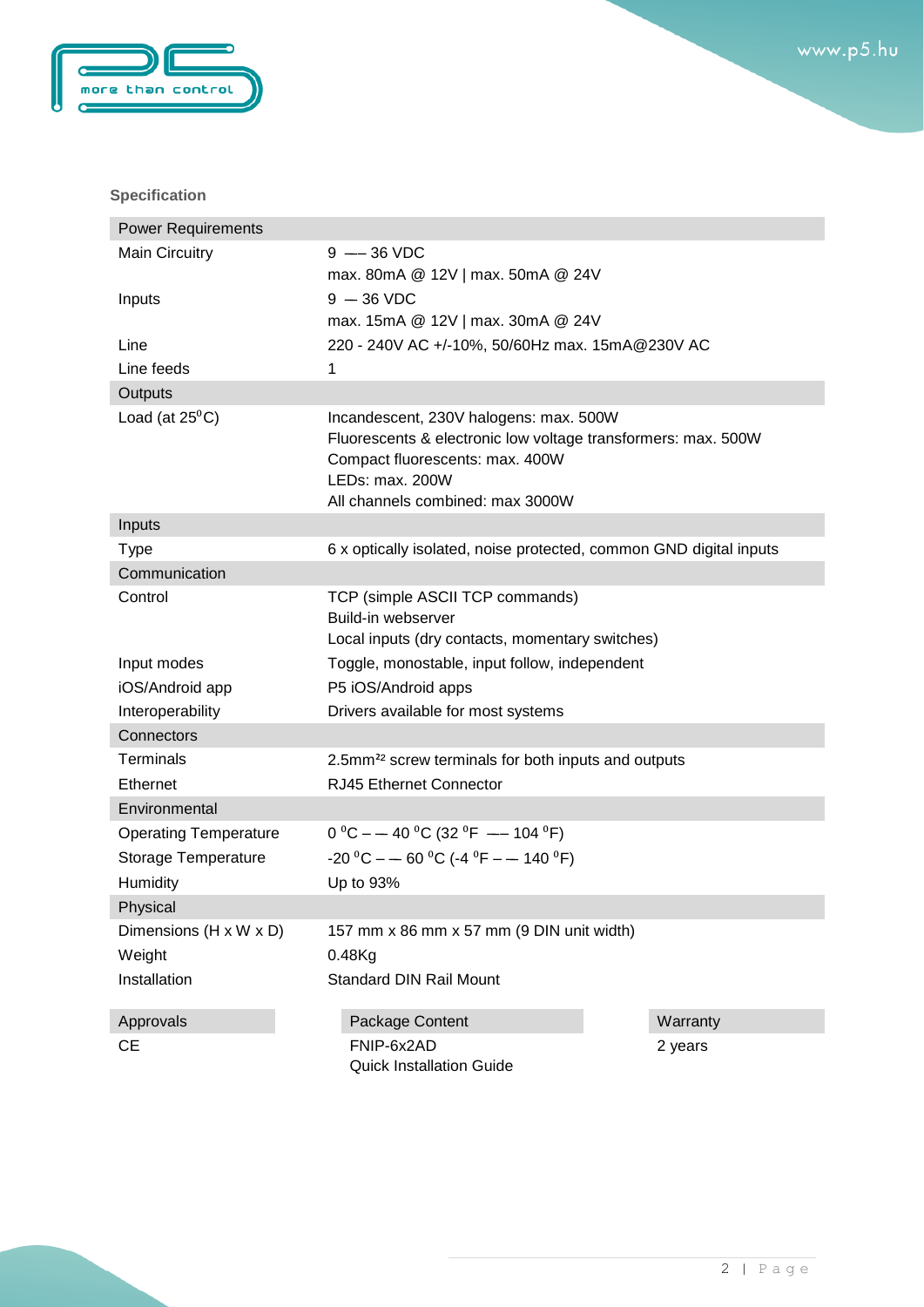### Specification

| | |
|---|---|
| **Power Requirements** | |
| Main Circuitry | 9 —– 36 VDC<br>max. 80mA @ 12V \| max. 50mA @ 24V |
| Inputs | 9 — 36 VDC<br>max. 15mA @ 12V \| max. 30mA @ 24V |
| Line | 220 - 240V AC +/-10%, 50/60Hz max. 15mA@230V AC |
| Line feeds | 1 |
| **Outputs** | |
| Load (at 25°C) | Incandescent, 230V halogens: max. 500W<br>Fluorescents & electronic low voltage transformers: max. 500W<br>Compact fluorescents: max. 400W<br>LEDs: max. 200W<br>All channels combined: max 3000W |
| **Inputs** | |
| Type | 6 x optically isolated, noise protected, common GND digital inputs |
| **Communication** | |
| Control | TCP (simple ASCII TCP commands)<br>Build-in webserver<br>Local inputs (dry contacts, momentary switches) |
| Input modes | Toggle, monostable, input follow, independent |
| iOS/Android app | P5 iOS/Android apps |
| Interoperability | Drivers available for most systems |
| **Connectors** | |
| Terminals | 2.5mm²² screw terminals for both inputs and outputs |
| Ethernet | RJ45 Ethernet Connector |
| **Environmental** | |
| Operating Temperature | 0 °C – — 40 °C (32 °F —– 104 °F) |
| Storage Temperature | -20 °C – — 60 °C (-4 °F – — 140 °F) |
| Humidity | Up to 93% |
| **Physical** | |
| Dimensions (H x W x D) | 157 mm x 86 mm x 57 mm (9 DIN unit width) |
| Weight | 0.48Kg |
| Installation | Standard DIN Rail Mount |

| Approvals | Package Content | Warranty |
|---|---|---|
| CE | FNIP-6x2AD<br>Quick Installation Guide | 2 years |